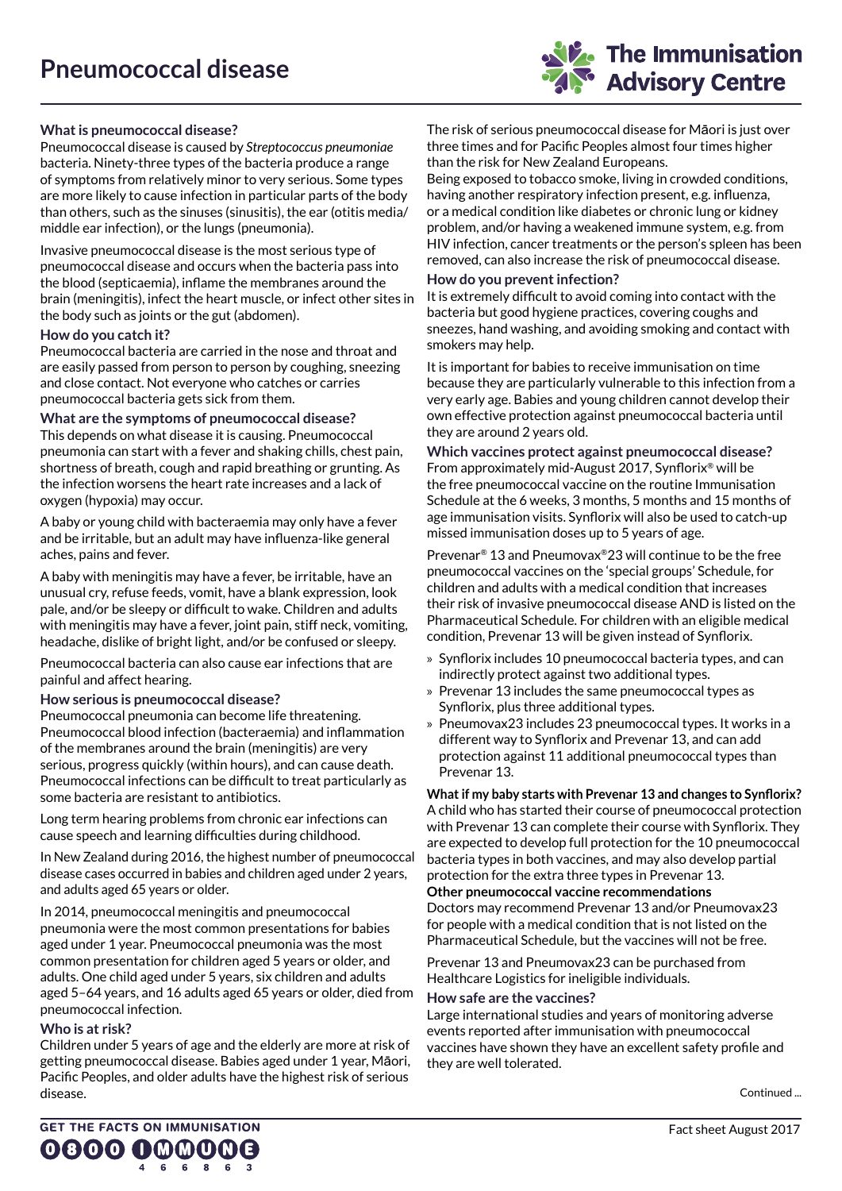# Pneumococcal disease

The Immunisation Advisory Centre

## What is pneumococcal disease?

Pneumococcal disease is caused by *Streptococcus pneumoniae* bacteria. Ninety-three types of the bacteria produce a range of symptoms from relatively minor to very serious. Some types are more likely to cause infection in particular parts of the body than others, such as the sinuses (sinusitis), the ear (otitis media/ middle ear infection), or the lungs (pneumonia).

Invasive pneumococcal disease is the most serious type of pneumococcal disease and occurs when the bacteria pass into the blood (septicaemia), inflame the membranes around the brain (meningitis), infect the heart muscle, or infect other sites in the body such as joints or the gut (abdomen).

## How do you catch it?

Pneumococcal bacteria are carried in the nose and throat and are easily passed from person to person by coughing, sneezing and close contact. Not everyone who catches or carries pneumococcal bacteria gets sick from them.

## What are the symptoms of pneumococcal disease?

This depends on what disease it is causing. Pneumococcal pneumonia can start with a fever and shaking chills, chest pain, shortness of breath, cough and rapid breathing or grunting. As the infection worsens the heart rate increases and a lack of oxygen (hypoxia) may occur.

A baby or young child with bacteraemia may only have a fever and be irritable, but an adult may have influenza-like general aches, pains and fever.

A baby with meningitis may have a fever, be irritable, have an unusual cry, refuse feeds, vomit, have a blank expression, look pale, and/or be sleepy or difficult to wake. Children and adults with meningitis may have a fever, joint pain, stiff neck, vomiting, headache, dislike of bright light, and/or be confused or sleepy.

Pneumococcal bacteria can also cause ear infections that are painful and affect hearing.

## How serious is pneumococcal disease?

Pneumococcal pneumonia can become life threatening. Pneumococcal blood infection (bacteraemia) and inflammation of the membranes around the brain (meningitis) are very serious, progress quickly (within hours), and can cause death. Pneumococcal infections can be difficult to treat particularly as some bacteria are resistant to antibiotics.

Long term hearing problems from chronic ear infections can cause speech and learning difficulties during childhood.

In New Zealand during 2016, the highest number of pneumococcal disease cases occurred in babies and children aged under 2 years, and adults aged 65 years or older.

In 2014, pneumococcal meningitis and pneumococcal pneumonia were the most common presentations for babies aged under 1 year. Pneumococcal pneumonia was the most common presentation for children aged 5 years or older, and adults. One child aged under 5 years, six children and adults aged 5–64 years, and 16 adults aged 65 years or older, died from pneumococcal infection.

## Who is at risk?

Children under 5 years of age and the elderly are more at risk of getting pneumococcal disease. Babies aged under 1 year, Māori, Pacific Peoples, and older adults have the highest risk of serious disease.

The risk of serious pneumococcal disease for Māori is just over three times and for Pacific Peoples almost four times higher than the risk for New Zealand Europeans.

Being exposed to tobacco smoke, living in crowded conditions, having another respiratory infection present, e.g. influenza, or a medical condition like diabetes or chronic lung or kidney problem, and/or having a weakened immune system, e.g. from HIV infection, cancer treatments or the person's spleen has been removed, can also increase the risk of pneumococcal disease.

## How do you prevent infection?

It is extremely difficult to avoid coming into contact with the bacteria but good hygiene practices, covering coughs and sneezes, hand washing, and avoiding smoking and contact with smokers may help.

It is important for babies to receive immunisation on time because they are particularly vulnerable to this infection from a very early age. Babies and young children cannot develop their own effective protection against pneumococcal bacteria until they are around 2 years old.

## Which vaccines protect against pneumococcal disease?

From approximately mid-August 2017, Synflorix® will be the free pneumococcal vaccine on the routine Immunisation Schedule at the 6 weeks, 3 months, 5 months and 15 months of age immunisation visits. Synflorix will also be used to catch-up missed immunisation doses up to 5 years of age.

Prevenar® 13 and Pneumovax®23 will continue to be the free pneumococcal vaccines on the 'special groups' Schedule, for children and adults with a medical condition that increases their risk of invasive pneumococcal disease AND is listed on the Pharmaceutical Schedule. For children with an eligible medical condition, Prevenar 13 will be given instead of Synflorix.

- Synflorix includes 10 pneumococcal bacteria types, and can indirectly protect against two additional types.
- Prevenar 13 includes the same pneumococcal types as Synflorix, plus three additional types.
- Pneumovax23 includes 23 pneumococcal types. It works in a different way to Synflorix and Prevenar 13, and can add protection against 11 additional pneumococcal types than Prevenar 13.

### What if my baby starts with Prevenar 13 and changes to Synflorix?

A child who has started their course of pneumococcal protection with Prevenar 13 can complete their course with Synflorix. They are expected to develop full protection for the 10 pneumococcal bacteria types in both vaccines, and may also develop partial protection for the extra three types in Prevenar 13.

### Other pneumococcal vaccine recommendations

Doctors may recommend Prevenar 13 and/or Pneumovax23 for people with a medical condition that is not listed on the Pharmaceutical Schedule, but the vaccines will not be free.

Prevenar 13 and Pneumovax23 can be purchased from Healthcare Logistics for ineligible individuals.

## How safe are the vaccines?

Large international studies and years of monitoring adverse events reported after immunisation with pneumococcal vaccines have shown they have an excellent safety profile and they are well tolerated.

Continued ...

GET THE FACTS ON IMMUNISATION 0800 IMMUNE 466863

Fact sheet August 2017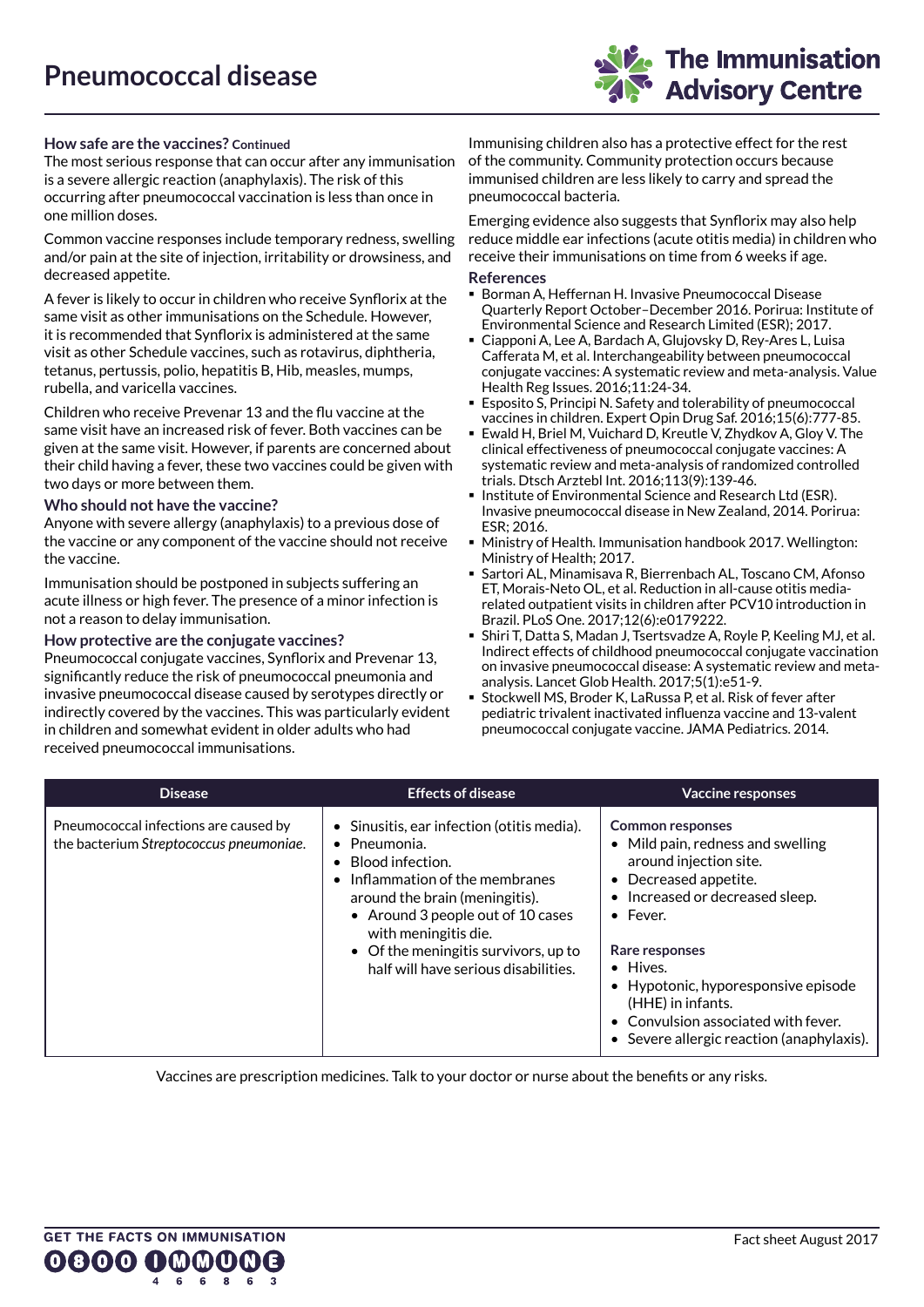# Pneumococcal disease

### How safe are the vaccines? Continued

The most serious response that can occur after any immunisation is a severe allergic reaction (anaphylaxis). The risk of this occurring after pneumococcal vaccination is less than once in one million doses.

Common vaccine responses include temporary redness, swelling and/or pain at the site of injection, irritability or drowsiness, and decreased appetite.

A fever is likely to occur in children who receive Synflorix at the same visit as other immunisations on the Schedule. However, it is recommended that Synflorix is administered at the same visit as other Schedule vaccines, such as rotavirus, diphtheria, tetanus, pertussis, polio, hepatitis B, Hib, measles, mumps, rubella, and varicella vaccines.

Children who receive Prevenar 13 and the flu vaccine at the same visit have an increased risk of fever. Both vaccines can be given at the same visit. However, if parents are concerned about their child having a fever, these two vaccines could be given with two days or more between them.

### Who should not have the vaccine?

Anyone with severe allergy (anaphylaxis) to a previous dose of the vaccine or any component of the vaccine should not receive the vaccine.

Immunisation should be postponed in subjects suffering an acute illness or high fever. The presence of a minor infection is not a reason to delay immunisation.

### How protective are the conjugate vaccines?

Pneumococcal conjugate vaccines, Synflorix and Prevenar 13, significantly reduce the risk of pneumococcal pneumonia and invasive pneumococcal disease caused by serotypes directly or indirectly covered by the vaccines. This was particularly evident in children and somewhat evident in older adults who had received pneumococcal immunisations.

Immunising children also has a protective effect for the rest of the community. Community protection occurs because immunised children are less likely to carry and spread the pneumococcal bacteria.

Emerging evidence also suggests that Synflorix may also help reduce middle ear infections (acute otitis media) in children who receive their immunisations on time from 6 weeks if age.

### References

- Borman A, Heffernan H. Invasive Pneumococcal Disease Quarterly Report October–December 2016. Porirua: Institute of Environmental Science and Research Limited (ESR); 2017.
- Ciapponi A, Lee A, Bardach A, Glujovsky D, Rey-Ares L, Luisa Cafferata M, et al. Interchangeability between pneumococcal conjugate vaccines: A systematic review and meta-analysis. Value Health Reg Issues. 2016;11:24-34.
- Esposito S, Principi N. Safety and tolerability of pneumococcal vaccines in children. Expert Opin Drug Saf. 2016;15(6):777-85.
- Ewald H, Briel M, Vuichard D, Kreutle V, Zhydkov A, Gloy V. The clinical effectiveness of pneumococcal conjugate vaccines: A systematic review and meta-analysis of randomized controlled trials. Dtsch Arztebl Int. 2016;113(9):139-46.
- Institute of Environmental Science and Research Ltd (ESR). Invasive pneumococcal disease in New Zealand, 2014. Porirua: ESR; 2016.
- Ministry of Health. Immunisation handbook 2017. Wellington: Ministry of Health; 2017.
- Sartori AL, Minamisava R, Bierrenbach AL, Toscano CM, Afonso ET, Morais-Neto OL, et al. Reduction in all-cause otitis media-related outpatient visits in children after PCV10 introduction in Brazil. PLoS One. 2017;12(6):e0179222.
- Shiri T, Datta S, Madan J, Tsertsvadze A, Royle P, Keeling MJ, et al. Indirect effects of childhood pneumococcal conjugate vaccination on invasive pneumococcal disease: A systematic review and meta-analysis. Lancet Glob Health. 2017;5(1):e51-9.
- Stockwell MS, Broder K, LaRussa P, et al. Risk of fever after pediatric trivalent inactivated influenza vaccine and 13-valent pneumococcal conjugate vaccine. JAMA Pediatrics. 2014.

| Disease | Effects of disease | Vaccine responses |
|---|---|---|
| Pneumococcal infections are caused by the bacterium *Streptococcus pneumoniae*. | • Sinusitis, ear infection (otitis media).<br>• Pneumonia.<br>• Blood infection.<br>• Inflammation of the membranes around the brain (meningitis).<br>  • Around 3 people out of 10 cases with meningitis die.<br>  • Of the meningitis survivors, up to half will have serious disabilities. | **Common responses**<br>• Mild pain, redness and swelling around injection site.<br>• Decreased appetite.<br>• Increased or decreased sleep.<br>• Fever.<br><br>**Rare responses**<br>• Hives.<br>• Hypotonic, hyporesponsive episode (HHE) in infants.<br>• Convulsion associated with fever.<br>• Severe allergic reaction (anaphylaxis). |

Vaccines are prescription medicines. Talk to your doctor or nurse about the benefits or any risks.

GET THE FACTS ON IMMUNISATION 0800 IMMUNE 466863

Fact sheet August 2017